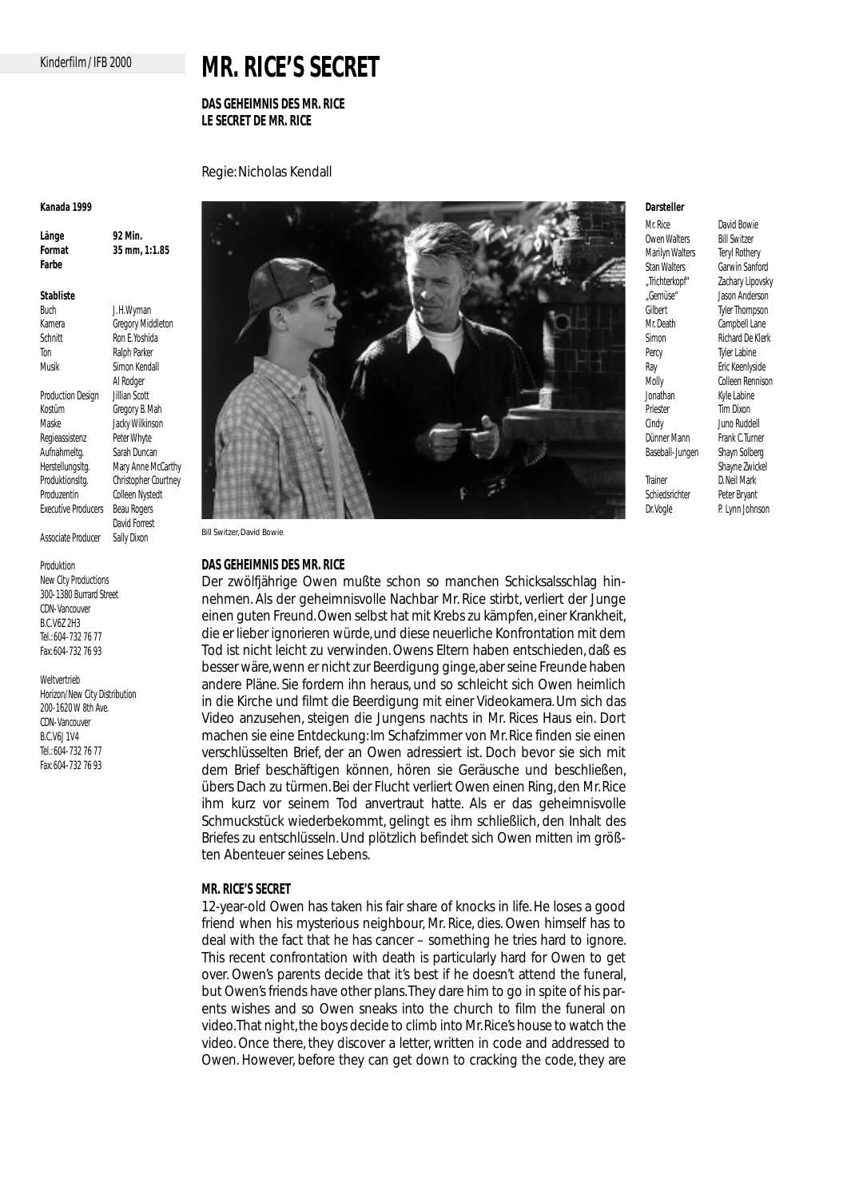Kinderfilm / IFB 2000

# MR. RICE'S SECRET

**DAS GEHEIMNIS DES MR. RICE**
**LE SECRET DE MR. RICE**

Regie: Nicholas Kendall

**Kanada 1999**

| | |
|---|---|
| **Länge** | **92 Min.** |
| **Format** | **35 mm, 1:1.85** |
| **Farbe** | |

**Stabliste**

| | |
|---|---|
| Buch | J.H.Wyman |
| Kamera | Gregory Middleton |
| Schnitt | Ron E.Yoshida |
| Ton | Ralph Parker |
| Musik | Simon Kendall, Al Rodger |
| Production Design | Jillian Scott |
| Kostüm | Gregory B.Mah |
| Maske | Jacky Wilkinson |
| Regieassistenz | Peter Whyte |
| Aufnahmeltg. | Sarah Duncan |
| Herstellungsltg. | Mary Anne McCarthy |
| Produktionsltg. | Christopher Courtney |
| Produzentin | Colleen Nystedt |
| Executive Producers | Beau Rogers, David Forrest |
| Associate Producer | Sally Dixon |

Produktion
New City Productions
300-1380 Burrard Street
CDN-Vancouver
B.C.V6Z 2H3
Tel.: 604-732 76 77
Fax: 604-732 76 93

Weltvertrieb
Horizon/New City Distribution
200-1620 W 8th Ave.
CDN-Vancouver
B.C.V6J 1V4
Tel.: 604-732 76 77
Fax: 604-732 76 93

Bill Switzer, David Bowie

**Darsteller**

| | |
|---|---|
| Mr. Rice | David Bowie |
| Owen Walters | Bill Switzer |
| Marilyn Walters | Teryl Rothery |
| Stan Walters | Garwin Sanford |
| „Trichterkopf" | Zachary Lipovsky |
| „Gemüse" | Jason Anderson |
| Gilbert | Tyler Thompson |
| Mr. Death | Campbell Lane |
| Simon | Richard De Klerk |
| Percy | Tyler Labine |
| Ray | Eric Keenlyside |
| Molly | Colleen Rennison |
| Jonathan | Kyle Labine |
| Priester | Tim Dixon |
| Cindy | Juno Ruddell |
| Dünner Mann | Frank C.Turner |
| Baseball-Jungen | Shayn Solberg, Shayne Zwickel |
| Trainer | D.Neil Mark |
| Schiedsrichter | Peter Bryant |
| Dr.Vogle | P. Lynn Johnson |

### DAS GEHEIMNIS DES MR. RICE

Der zwölfjährige Owen mußte schon so manchen Schicksalsschlag hinnehmen. Als der geheimnisvolle Nachbar Mr. Rice stirbt, verliert der Junge einen guten Freund. Owen selbst hat mit Krebs zu kämpfen, einer Krankheit, die er lieber ignorieren würde, und diese neuerliche Konfrontation mit dem Tod ist nicht leicht zu verwinden. Owens Eltern haben entschieden, daß es besser wäre, wenn er nicht zur Beerdigung ginge, aber seine Freunde haben andere Pläne. Sie fordern ihn heraus, und so schleicht sich Owen heimlich in die Kirche und filmt die Beerdigung mit einer Videokamera. Um sich das Video anzusehen, steigen die Jungens nachts in Mr. Rices Haus ein. Dort machen sie eine Entdeckung: Im Schafzimmer von Mr. Rice finden sie einen verschlüsselten Brief, der an Owen adressiert ist. Doch bevor sie sich mit dem Brief beschäftigen können, hören sie Geräusche und beschließen, übers Dach zu türmen. Bei der Flucht verliert Owen einen Ring, den Mr. Rice ihm kurz vor seinem Tod anvertraut hatte. Als er das geheimnisvolle Schmuckstück wiederbekommt, gelingt es ihm schließlich, den Inhalt des Briefes zu entschlüsseln. Und plötzlich befindet sich Owen mitten im größten Abenteuer seines Lebens.

### MR. RICE'S SECRET

12-year-old Owen has taken his fair share of knocks in life. He loses a good friend when his mysterious neighbour, Mr. Rice, dies. Owen himself has to deal with the fact that he has cancer – something he tries hard to ignore. This recent confrontation with death is particularly hard for Owen to get over. Owen's parents decide that it's best if he doesn't attend the funeral, but Owen's friends have other plans. They dare him to go in spite of his parents wishes and so Owen sneaks into the church to film the funeral on video. That night, the boys decide to climb into Mr. Rice's house to watch the video. Once there, they discover a letter, written in code and addressed to Owen. However, before they can get down to cracking the code, they are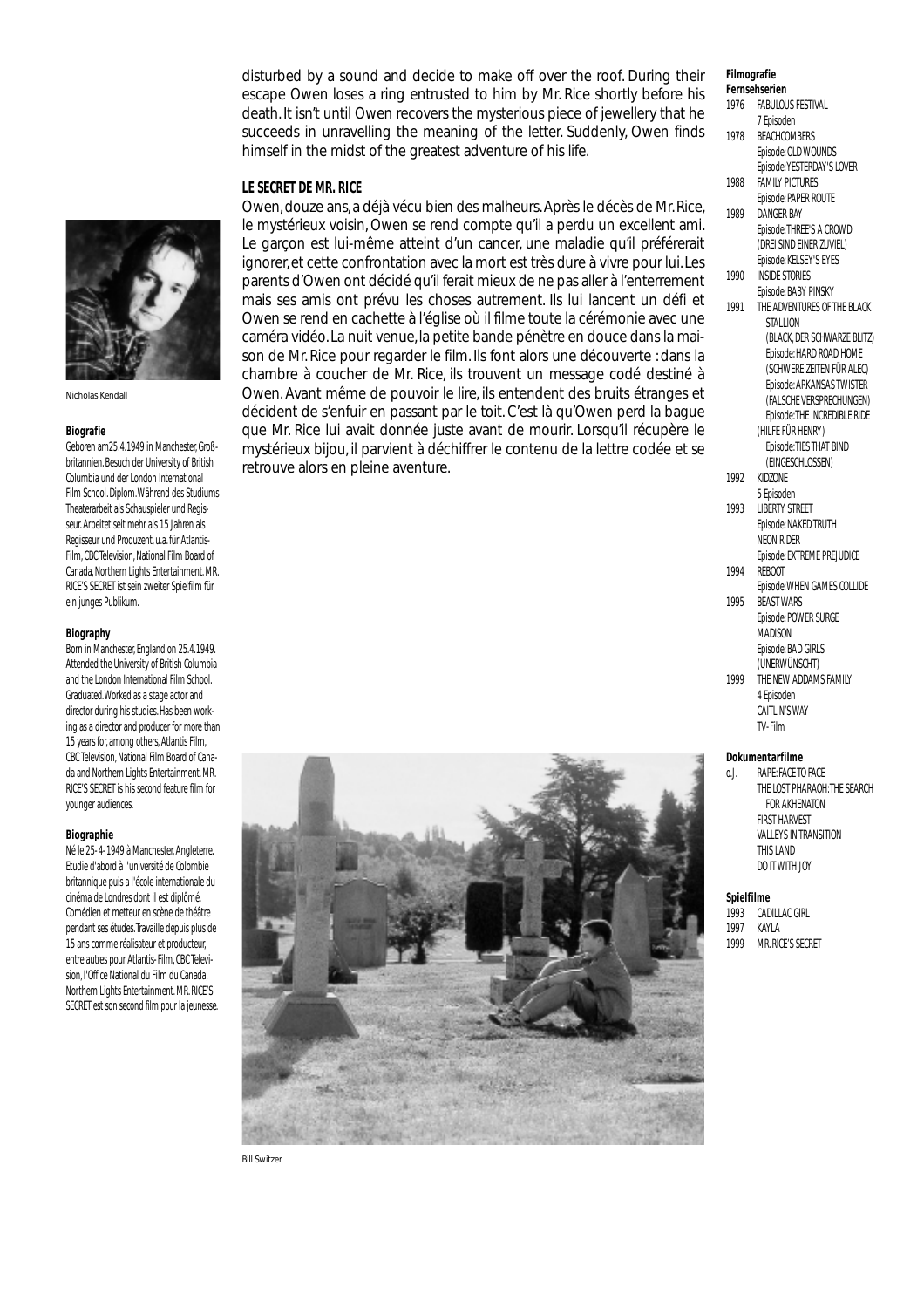disturbed by a sound and decide to make off over the roof. During their escape Owen loses a ring entrusted to him by Mr. Rice shortly before his death. It isn't until Owen recovers the mysterious piece of jewellery that he succeeds in unravelling the meaning of the letter. Suddenly, Owen finds himself in the midst of the greatest adventure of his life.

**LE SECRET DE MR. RICE**

Owen, douze ans, a déjà vécu bien des malheurs. Après le décès de Mr. Rice, le mystérieux voisin, Owen se rend compte qu'il a perdu un excellent ami. Le garçon est lui-même atteint d'un cancer, une maladie qu'il préférerait ignorer, et cette confrontation avec la mort est très dure à vivre pour lui. Les parents d'Owen ont décidé qu'il ferait mieux de ne pas aller à l'enterrement mais ses amis ont prévu les choses autrement. Ils lui lancent un défi et Owen se rend en cachette à l'église où il filme toute la cérémonie avec une caméra vidéo. La nuit venue, la petite bande pénètre en douce dans la maison de Mr. Rice pour regarder le film. Ils font alors une découverte : dans la chambre à coucher de Mr. Rice, ils trouvent un message codé destiné à Owen. Avant même de pouvoir le lire, ils entendent des bruits étranges et décident de s'enfuir en passant par le toit. C'est là qu'Owen perd la bague que Mr. Rice lui avait donnée juste avant de mourir. Lorsqu'il récupère le mystérieux bijou, il parvient à déchiffrer le contenu de la lettre codée et se retrouve alors en pleine aventure.

Nicholas Kendall

**Biografie**

Geboren am25.4.1949 in Manchester, Großbritannien. Besuch der University of British Columbia und der London International Film School. Diplom. Während des Studiums Theaterarbeit als Schauspieler und Regisseur. Arbeitet seit mehr als 15 Jahren als Regisseur und Produzent, u.a. für Atlantis-Film, CBC Television, National Film Board of Canada, Northern Lights Entertainment. MR. RICE'S SECRET ist sein zweiter Spielfilm für ein junges Publikum.

**Biography**

Born in Manchester, England on 25.4.1949. Attended the University of British Columbia and the London International Film School. Graduated. Worked as a stage actor and director during his studies. Has been working as a director and producer for more than 15 years for, among others, Atlantis Film, CBC Television, National Film Board of Canada and Northern Lights Entertainment. MR. RICE'S SECRET is his second feature film for younger audiences.

**Biographie**

Né le 25-4-1949 à Manchester, Angleterre. Etudie d'abord à l'université de Colombie britannique puis à l'école internationale du cinéma de Londres dont il est diplômé. Comédien et metteur en scène de théâtre pendant ses études. Travaille depuis plus de 15 ans comme réalisateur et producteur, entre autres pour Atlantis-Film, CBC Television, l'Office National du Film du Canada, Northern Lights Entertainment. MR. RICE'S SECRET est son second film pour la jeunesse.

Bill Switzer

**Filmografie**

**Fernsehserien**

1976 FABULOUS FESTIVAL
7 Episoden
1978 BEACHCOMBERS
Episode: OLD WOUNDS
Episode: YESTERDAY'S LOVER
1988 FAMILY PICTURES
Episode: PAPER ROUTE
1989 DANGER BAY
Episode: THREE'S A CROWD (DREI SIND EINER ZUVIEL)
Episode: KELSEY'S EYES
1990 INSIDE STORIES
Episode: BABY PINSKY
1991 THE ADVENTURES OF THE BLACK STALLION (BLACK, DER SCHWARZE BLITZ)
Episode: HARD ROAD HOME (SCHWERE ZEITEN FÜR ALEC)
Episode: ARKANSAS TWISTER (FALSCHE VERSPRECHUNGEN)
Episode: THE INCREDIBLE RIDE (HILFE FÜR HENRY)
Episode: TIES THAT BIND (EINGESCHLOSSEN)
1992 KIDZONE
5 Episoden
1993 LIBERTY STREET
Episode: NAKED TRUTH
NEON RIDER
Episode: EXTREME PREJUDICE
1994 REBOOT
Episode: WHEN GAMES COLLIDE
1995 BEAST WARS
Episode: POWER SURGE
MADISON
Episode: BAD GIRLS (UNERWÜNSCHT)
1999 THE NEW ADDAMS FAMILY
4 Episoden
CAITLIN'S WAY
TV-Film

**Dokumentarfilme**

o.J. RAPE: FACE TO FACE
THE LOST PHARAOH: THE SEARCH FOR AKHENATON
FIRST HARVEST
VALLEYS IN TRANSITION
THIS LAND
DO IT WITH JOY

**Spielfilme**

1993 CADILLAC GIRL
1997 KAYLA
1999 MR. RICE'S SECRET